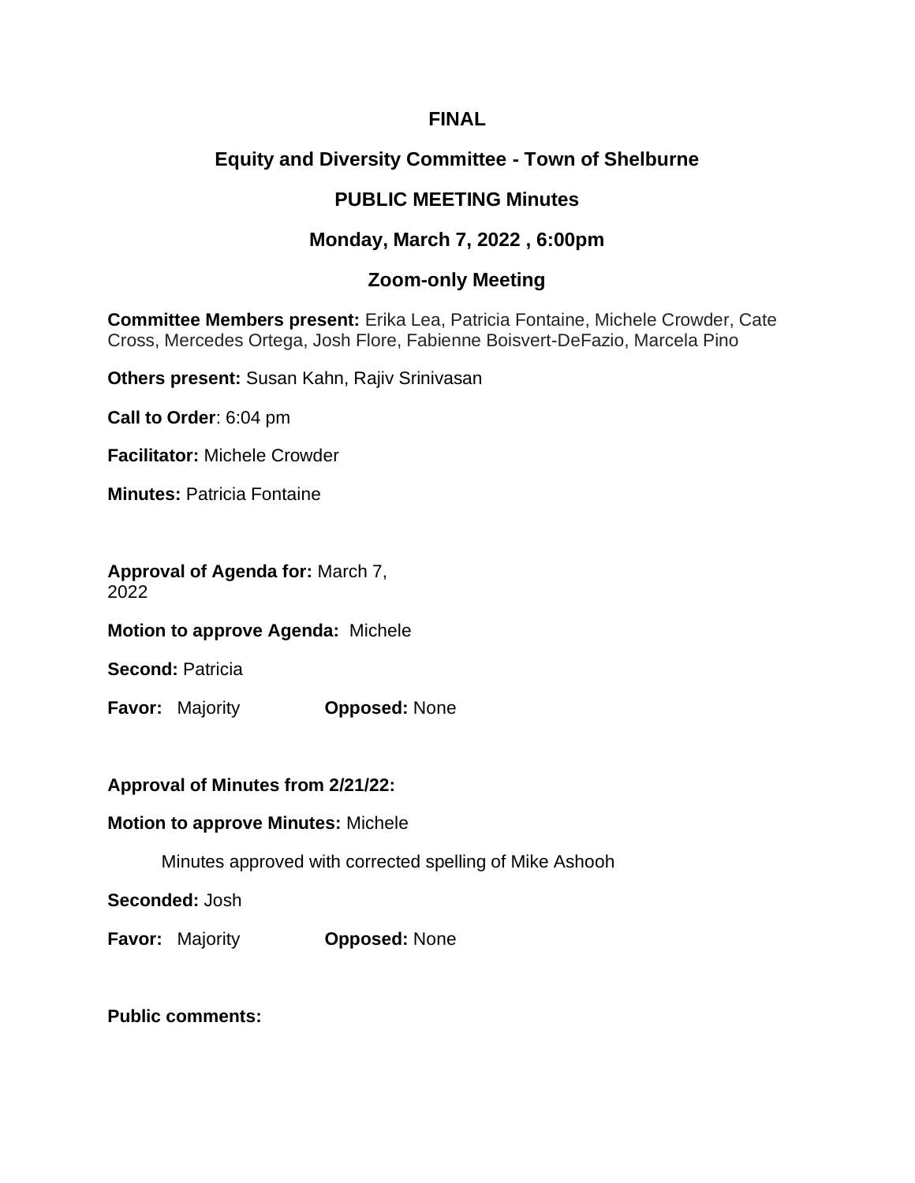**FINAL**

# Equity and Diversity Committee - Town of Shelburne

## PUBLIC MEETING Minutes

## Monday, March 7, 2022 , 6:00pm

## Zoom-only Meeting

**Committee Members present:** Erika Lea, Patricia Fontaine, Michele Crowder, Cate Cross, Mercedes Ortega, Josh Flore, Fabienne Boisvert-DeFazio, Marcela Pino

**Others present:** Susan Kahn, Rajiv Srinivasan

**Call to Order**: 6:04 pm

**Facilitator:** Michele Crowder

**Minutes:** Patricia Fontaine

**Approval of Agenda for:** March 7, 2022

**Motion to approve Agenda:** Michele

**Second:** Patricia

**Favor:** Majority **Opposed:** None

**Approval of Minutes from 2/21/22:**

**Motion to approve Minutes:** Michele

Minutes approved with corrected spelling of Mike Ashooh

**Seconded:** Josh

**Favor:** Majority **Opposed:** None

**Public comments:**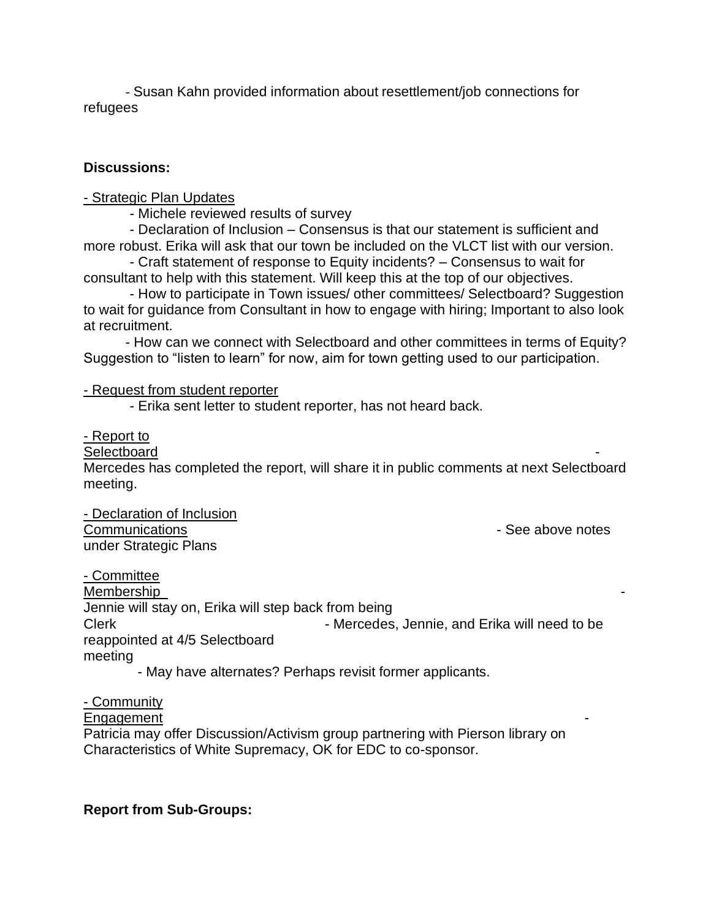- Susan Kahn provided information about resettlement/job connections for refugees

**Discussions:**

- Strategic Plan Updates
    - Michele reviewed results of survey
    - Declaration of Inclusion – Consensus is that our statement is sufficient and more robust. Erika will ask that our town be included on the VLCT list with our version.
    - Craft statement of response to Equity incidents? – Consensus to wait for consultant to help with this statement. Will keep this at the top of our objectives.
    - How to participate in Town issues/ other committees/ Selectboard? Suggestion to wait for guidance from Consultant in how to engage with hiring; Important to also look at recruitment.
    - How can we connect with Selectboard and other committees in terms of Equity? Suggestion to "listen to learn" for now, aim for town getting used to our participation.

- Request from student reporter
    - Erika sent letter to student reporter, has not heard back.

- Report to Selectboard
    - Mercedes has completed the report, will share it in public comments at next Selectboard meeting.

- Declaration of Inclusion Communications
    - See above notes under Strategic Plans

- Committee Membership
    - Jennie will stay on, Erika will step back from being Clerk
    - Mercedes, Jennie, and Erika will need to be reappointed at 4/5 Selectboard meeting
    - May have alternates? Perhaps revisit former applicants.

- Community Engagement
    - Patricia may offer Discussion/Activism group partnering with Pierson library on Characteristics of White Supremacy, OK for EDC to co-sponsor.

**Report from Sub-Groups:**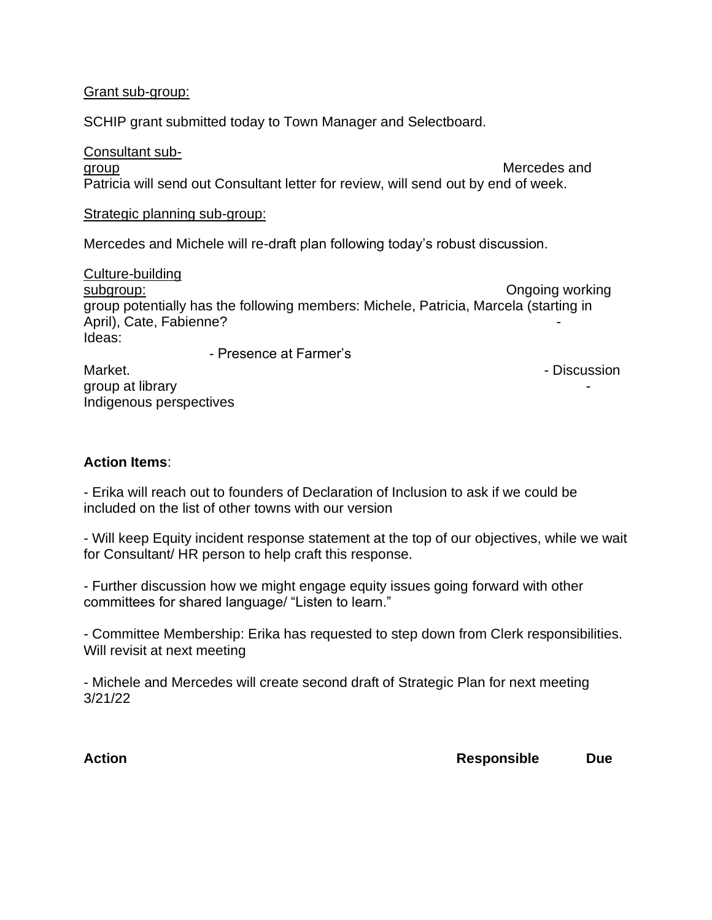Grant sub-group:

SCHIP grant submitted today to Town Manager and Selectboard.

Consultant sub-group

Mercedes and Patricia will send out Consultant letter for review, will send out by end of week.

Strategic planning sub-group:

Mercedes and Michele will re-draft plan following today's robust discussion.

Culture-building subgroup:

Ongoing working group potentially has the following members: Michele, Patricia, Marcela (starting in April), Cate, Fabienne?

- Ideas:
  - Presence at Farmer's Market.
  - Discussion group at library
  - Indigenous perspectives

**Action Items**:

- Erika will reach out to founders of Declaration of Inclusion to ask if we could be included on the list of other towns with our version

- Will keep Equity incident response statement at the top of our objectives, while we wait for Consultant/ HR person to help craft this response.

- Further discussion how we might engage equity issues going forward with other committees for shared language/ "Listen to learn."

- Committee Membership: Erika has requested to step down from Clerk responsibilities. Will revisit at next meeting

- Michele and Mercedes will create second draft of Strategic Plan for next meeting 3/21/22

| **Action** | **Responsible** | **Due** |
|---|---|---|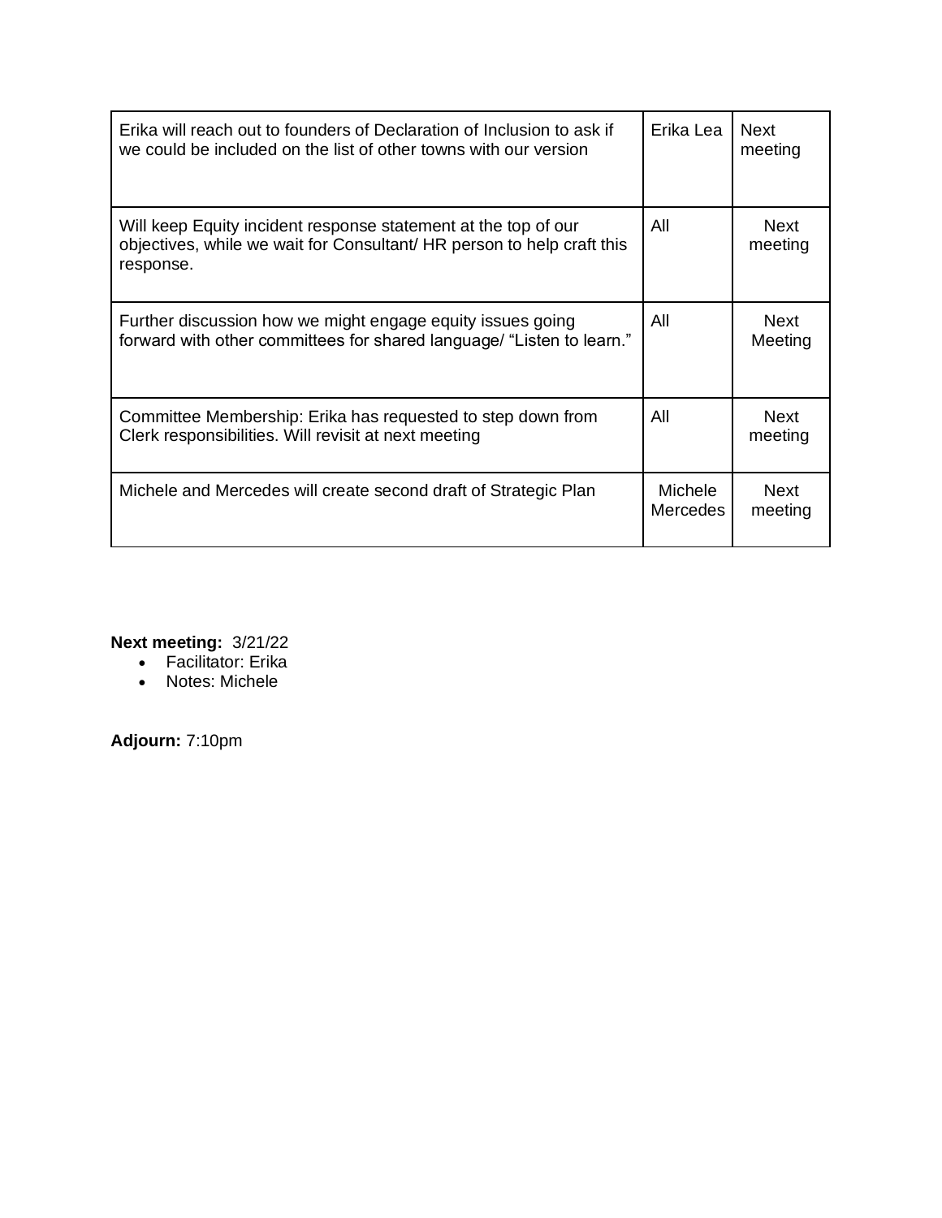| | | |
|---|---|---|
| Erika will reach out to founders of Declaration of Inclusion to ask if we could be included on the list of other towns with our version | Erika Lea | Next meeting |
| Will keep Equity incident response statement at the top of our objectives, while we wait for Consultant/ HR person to help craft this response. | All | Next meeting |
| Further discussion how we might engage equity issues going forward with other committees for shared language/ "Listen to learn." | All | Next Meeting |
| Committee Membership: Erika has requested to step down from Clerk responsibilities. Will revisit at next meeting | All | Next meeting |
| Michele and Mercedes will create second draft of Strategic Plan | Michele Mercedes | Next meeting |

**Next meeting:** 3/21/22

- Facilitator: Erika
- Notes: Michele

**Adjourn:** 7:10pm